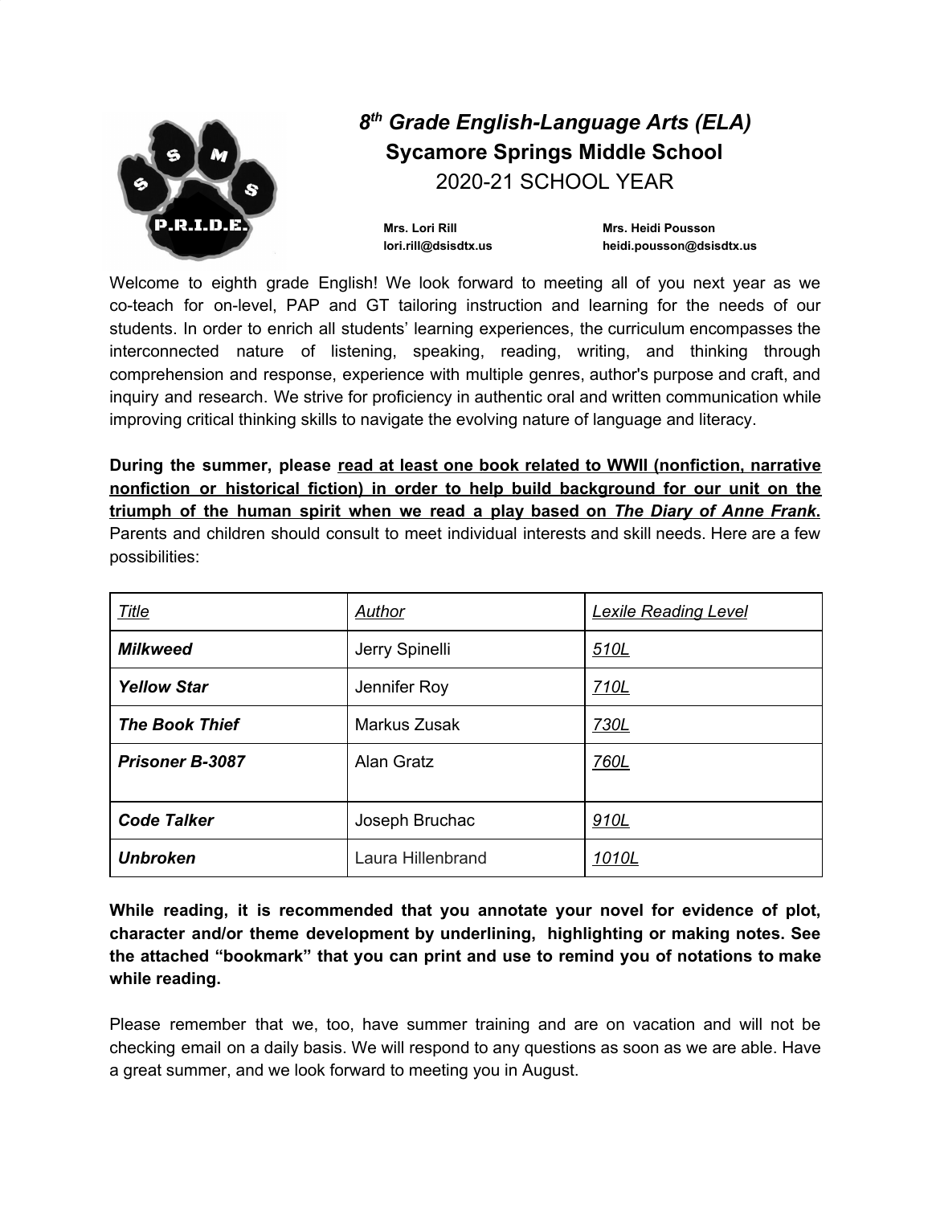# *8th Grade English-Language Arts (ELA)*
## Sycamore Springs Middle School
### 2020-21 SCHOOL YEAR

**Mrs. Lori Rill**
**lori.rill@dsisdtx.us**

**Mrs. Heidi Pousson**
**heidi.pousson@dsisdtx.us**

Welcome to eighth grade English! We look forward to meeting all of you next year as we co-teach for on-level, PAP and GT tailoring instruction and learning for the needs of our students. In order to enrich all students' learning experiences, the curriculum encompasses the interconnected nature of listening, speaking, reading, writing, and thinking through comprehension and response, experience with multiple genres, author's purpose and craft, and inquiry and research. We strive for proficiency in authentic oral and written communication while improving critical thinking skills to navigate the evolving nature of language and literacy.

**During the summer, please <u>read at least one book related to WWII (nonfiction, narrative nonfiction or historical fiction) in order to help build background for our unit on the triumph of the human spirit when we read a play based on *The Diary of Anne Frank.*</u>** Parents and children should consult to meet individual interests and skill needs. Here are a few possibilities:

| *Title* | *Author* | *Lexile Reading Level* |
|---|---|---|
| ***Milkweed*** | Jerry Spinelli | 510L |
| ***Yellow Star*** | Jennifer Roy | 710L |
| ***The Book Thief*** | Markus Zusak | 730L |
| ***Prisoner B-3087*** | Alan Gratz | 760L |
| ***Code Talker*** | Joseph Bruchac | 910L |
| ***Unbroken*** | Laura Hillenbrand | 1010L |

**While reading, it is recommended that you annotate your novel for evidence of plot, character and/or theme development by underlining, highlighting or making notes. See the attached "bookmark" that you can print and use to remind you of notations to make while reading.**

Please remember that we, too, have summer training and are on vacation and will not be checking email on a daily basis. We will respond to any questions as soon as we are able. Have a great summer, and we look forward to meeting you in August.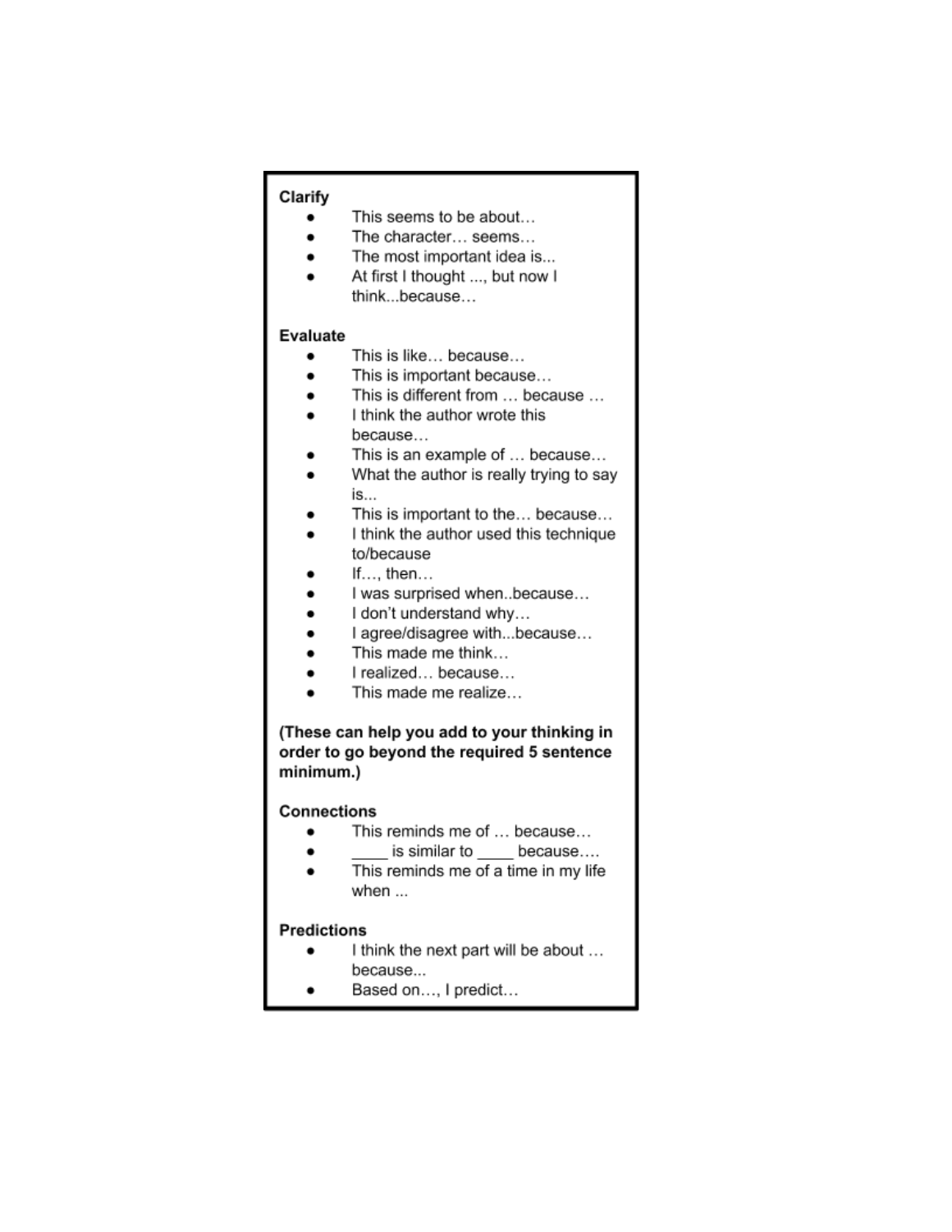**Clarify**

- This seems to be about…
- The character… seems…
- The most important idea is...
- At first I thought ..., but now I think...because…

**Evaluate**

- This is like… because…
- This is important because…
- This is different from … because …
- I think the author wrote this because…
- This is an example of … because…
- What the author is really trying to say is...
- This is important to the… because…
- I think the author used this technique to/because
- If…, then…
- I was surprised when..because…
- I don't understand why…
- I agree/disagree with...because…
- This made me think…
- I realized… because…
- This made me realize…

**(These can help you add to your thinking in order to go beyond the required 5 sentence minimum.)**

**Connections**

- This reminds me of … because…
- ____ is similar to ____ because….
- This reminds me of a time in my life when ...

**Predictions**

- I think the next part will be about … because...
- Based on…, I predict…